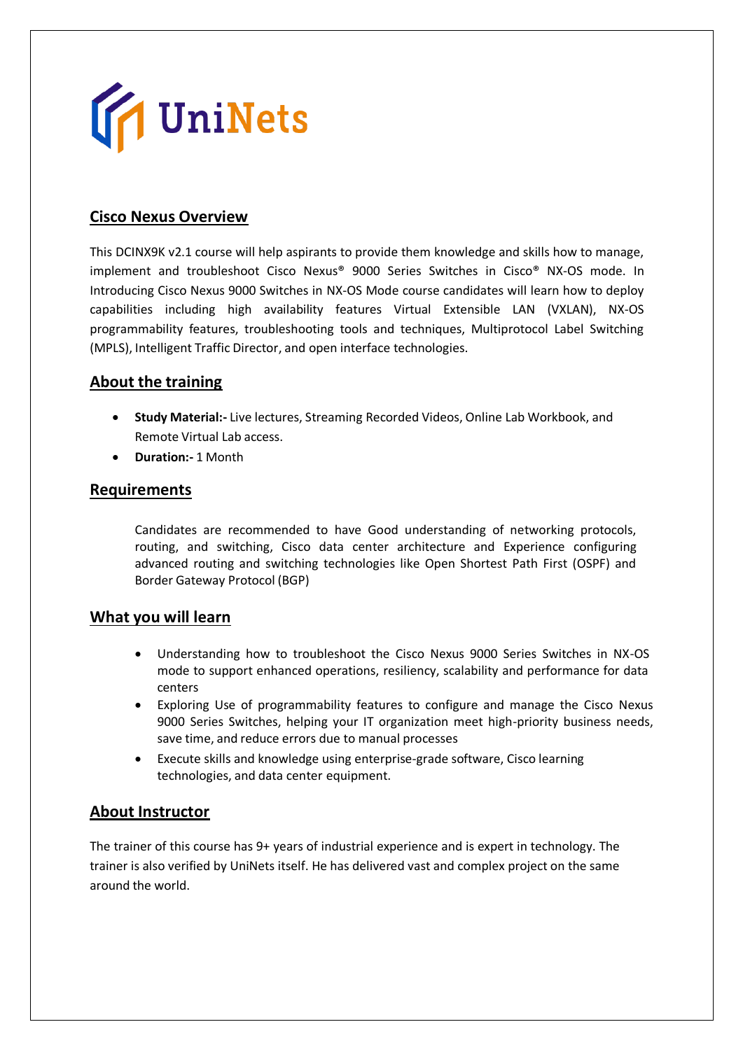UniNets

## Cisco Nexus Overview

This DCINX9K v2.1 course will help aspirants to provide them knowledge and skills how to manage, implement and troubleshoot Cisco Nexus® 9000 Series Switches in Cisco® NX-OS mode. In Introducing Cisco Nexus 9000 Switches in NX-OS Mode course candidates will learn how to deploy capabilities including high availability features Virtual Extensible LAN (VXLAN), NX-OS programmability features, troubleshooting tools and techniques, Multiprotocol Label Switching (MPLS), Intelligent Traffic Director, and open interface technologies.

## About the training

- **Study Material:-** Live lectures, Streaming Recorded Videos, Online Lab Workbook, and Remote Virtual Lab access.
- **Duration:-** 1 Month

## Requirements

Candidates are recommended to have Good understanding of networking protocols, routing, and switching, Cisco data center architecture and Experience configuring advanced routing and switching technologies like Open Shortest Path First (OSPF) and Border Gateway Protocol (BGP)

## What you will learn

- Understanding how to troubleshoot the Cisco Nexus 9000 Series Switches in NX-OS mode to support enhanced operations, resiliency, scalability and performance for data centers
- Exploring Use of programmability features to configure and manage the Cisco Nexus 9000 Series Switches, helping your IT organization meet high-priority business needs, save time, and reduce errors due to manual processes
- Execute skills and knowledge using enterprise-grade software, Cisco learning technologies, and data center equipment.

## About Instructor

The trainer of this course has 9+ years of industrial experience and is expert in technology. The trainer is also verified by UniNets itself. He has delivered vast and complex project on the same around the world.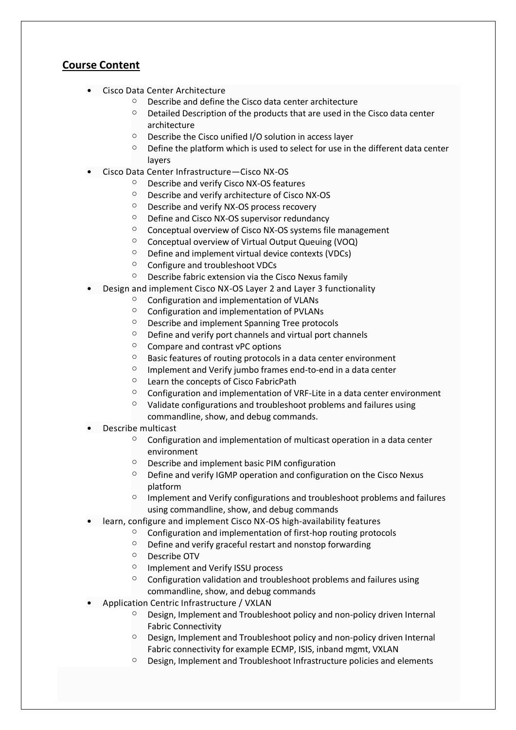## Course Content

- Cisco Data Center Architecture
    - Describe and define the Cisco data center architecture
    - Detailed Description of the products that are used in the Cisco data center architecture
    - Describe the Cisco unified I/O solution in access layer
    - Define the platform which is used to select for use in the different data center layers
- Cisco Data Center Infrastructure—Cisco NX-OS
    - Describe and verify Cisco NX-OS features
    - Describe and verify architecture of Cisco NX-OS
    - Describe and verify NX-OS process recovery
    - Define and Cisco NX-OS supervisor redundancy
    - Conceptual overview of Cisco NX-OS systems file management
    - Conceptual overview of Virtual Output Queuing (VOQ)
    - Define and implement virtual device contexts (VDCs)
    - Configure and troubleshoot VDCs
    - Describe fabric extension via the Cisco Nexus family
- Design and implement Cisco NX-OS Layer 2 and Layer 3 functionality
    - Configuration and implementation of VLANs
    - Configuration and implementation of PVLANs
    - Describe and implement Spanning Tree protocols
    - Define and verify port channels and virtual port channels
    - Compare and contrast vPC options
    - Basic features of routing protocols in a data center environment
    - Implement and Verify jumbo frames end-to-end in a data center
    - Learn the concepts of Cisco FabricPath
    - Configuration and implementation of VRF-Lite in a data center environment
    - Validate configurations and troubleshoot problems and failures using commandline, show, and debug commands.
- Describe multicast
    - Configuration and implementation of multicast operation in a data center environment
    - Describe and implement basic PIM configuration
    - Define and verify IGMP operation and configuration on the Cisco Nexus platform
    - Implement and Verify configurations and troubleshoot problems and failures using commandline, show, and debug commands
- learn, configure and implement Cisco NX-OS high-availability features
    - Configuration and implementation of first-hop routing protocols
    - Define and verify graceful restart and nonstop forwarding
    - Describe OTV
    - Implement and Verify ISSU process
    - Configuration validation and troubleshoot problems and failures using commandline, show, and debug commands
- Application Centric Infrastructure / VXLAN
    - Design, Implement and Troubleshoot policy and non-policy driven Internal Fabric Connectivity
    - Design, Implement and Troubleshoot policy and non-policy driven Internal Fabric connectivity for example ECMP, ISIS, inband mgmt, VXLAN
    - Design, Implement and Troubleshoot Infrastructure policies and elements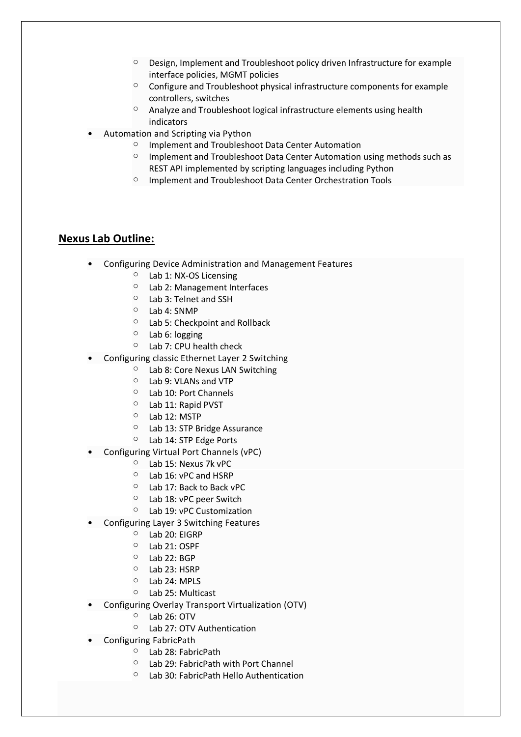- Design, Implement and Troubleshoot policy driven Infrastructure for example interface policies, MGMT policies
  - Configure and Troubleshoot physical infrastructure components for example controllers, switches
  - Analyze and Troubleshoot logical infrastructure elements using health indicators
- Automation and Scripting via Python
  - Implement and Troubleshoot Data Center Automation
  - Implement and Troubleshoot Data Center Automation using methods such as REST API implemented by scripting languages including Python
  - Implement and Troubleshoot Data Center Orchestration Tools

## **Nexus Lab Outline:**

- Configuring Device Administration and Management Features
  - Lab 1: NX-OS Licensing
  - Lab 2: Management Interfaces
  - Lab 3: Telnet and SSH
  - Lab 4: SNMP
  - Lab 5: Checkpoint and Rollback
  - Lab 6: logging
  - Lab 7: CPU health check
- Configuring classic Ethernet Layer 2 Switching
  - Lab 8: Core Nexus LAN Switching
  - Lab 9: VLANs and VTP
  - Lab 10: Port Channels
  - Lab 11: Rapid PVST
  - Lab 12: MSTP
  - Lab 13: STP Bridge Assurance
  - Lab 14: STP Edge Ports
- Configuring Virtual Port Channels (vPC)
  - Lab 15: Nexus 7k vPC
  - Lab 16: vPC and HSRP
  - Lab 17: Back to Back vPC
  - Lab 18: vPC peer Switch
  - Lab 19: vPC Customization
- Configuring Layer 3 Switching Features
  - Lab 20: EIGRP
  - Lab 21: OSPF
  - Lab 22: BGP
  - Lab 23: HSRP
  - Lab 24: MPLS
  - Lab 25: Multicast
- Configuring Overlay Transport Virtualization (OTV)
  - Lab 26: OTV
  - Lab 27: OTV Authentication
- Configuring FabricPath
  - Lab 28: FabricPath
  - Lab 29: FabricPath with Port Channel
  - Lab 30: FabricPath Hello Authentication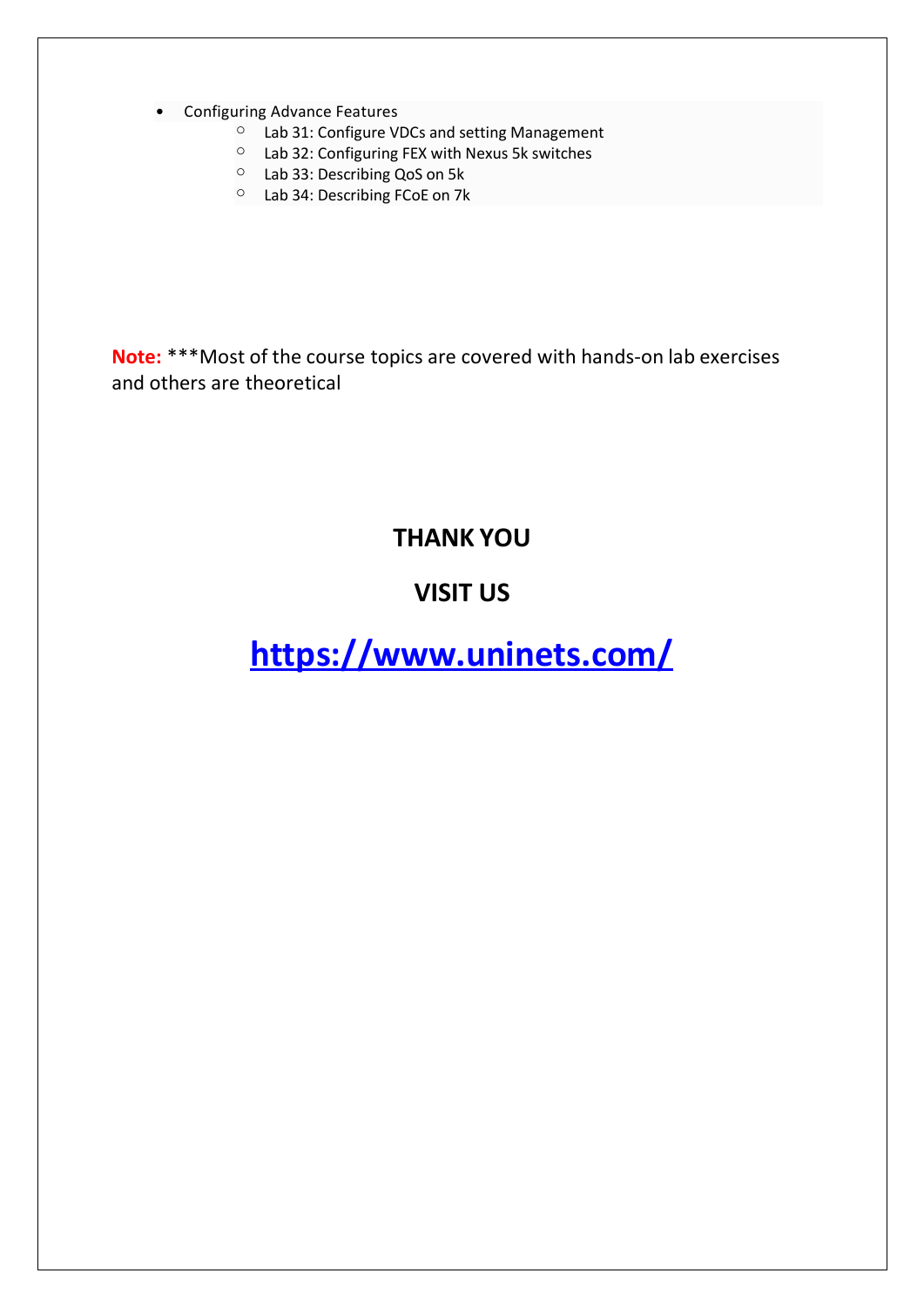- Configuring Advance Features
  - Lab 31: Configure VDCs and setting Management
  - Lab 32: Configuring FEX with Nexus 5k switches
  - Lab 33: Describing QoS on 5k
  - Lab 34: Describing FCoE on 7k

**Note:** ***Most of the course topics are covered with hands-on lab exercises and others are theoretical

**THANK YOU**

**VISIT US**

**https://www.uninets.com/**